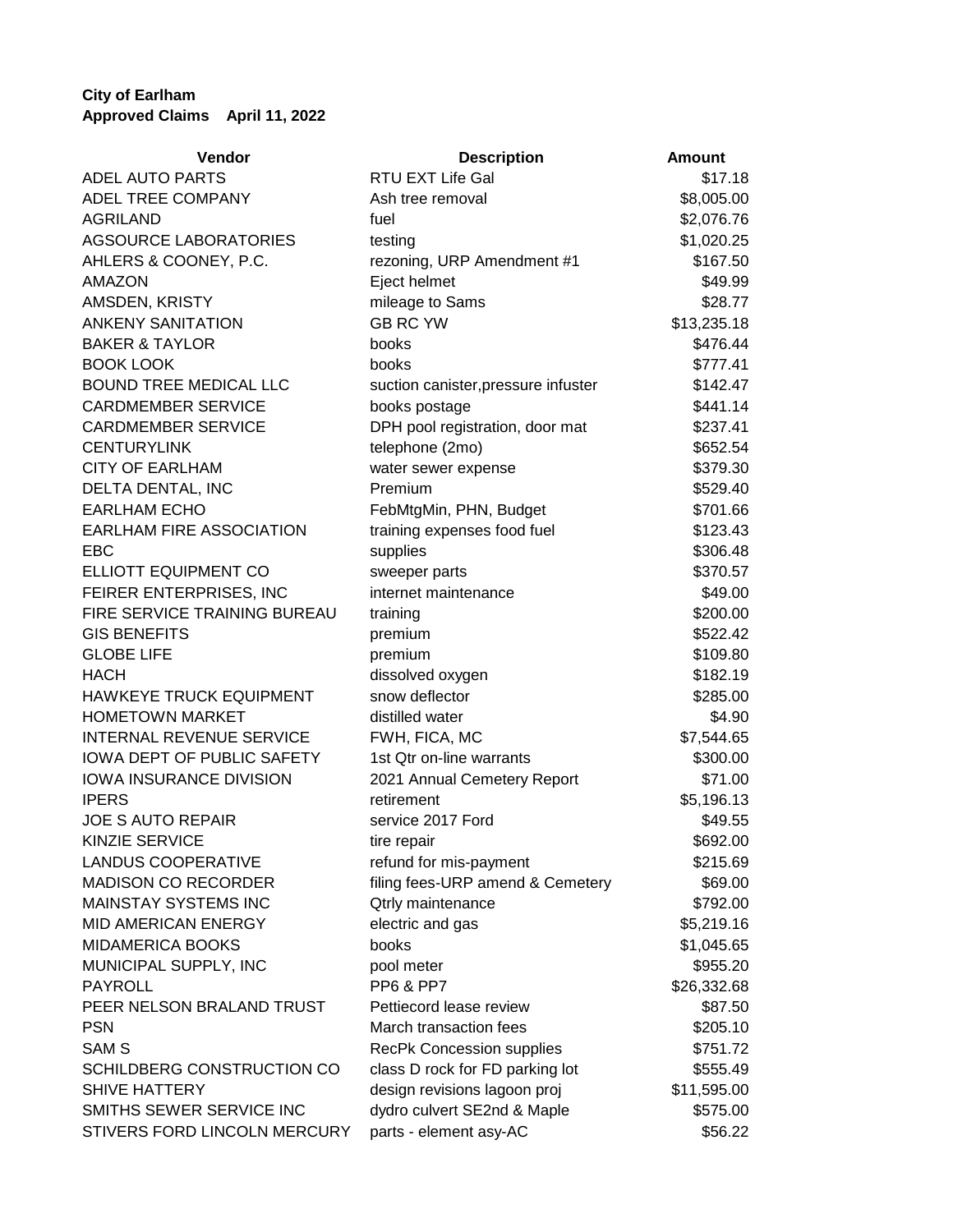**City of Earlham**
**Approved Claims April 11, 2022**

| Vendor | Description | Amount |
|---|---|---|
| ADEL AUTO PARTS | RTU EXT Life Gal | $17.18 |
| ADEL TREE COMPANY | Ash tree removal | $8,005.00 |
| AGRILAND | fuel | $2,076.76 |
| AGSOURCE LABORATORIES | testing | $1,020.25 |
| AHLERS & COONEY, P.C. | rezoning, URP Amendment #1 | $167.50 |
| AMAZON | Eject helmet | $49.99 |
| AMSDEN, KRISTY | mileage to Sams | $28.77 |
| ANKENY SANITATION | GB RC YW | $13,235.18 |
| BAKER & TAYLOR | books | $476.44 |
| BOOK LOOK | books | $777.41 |
| BOUND TREE MEDICAL LLC | suction canister,pressure infuster | $142.47 |
| CARDMEMBER SERVICE | books postage | $441.14 |
| CARDMEMBER SERVICE | DPH pool registration, door mat | $237.41 |
| CENTURYLINK | telephone (2mo) | $652.54 |
| CITY OF EARLHAM | water sewer expense | $379.30 |
| DELTA DENTAL, INC | Premium | $529.40 |
| EARLHAM ECHO | FebMtgMin, PHN, Budget | $701.66 |
| EARLHAM FIRE ASSOCIATION | training expenses food fuel | $123.43 |
| EBC | supplies | $306.48 |
| ELLIOTT EQUIPMENT CO | sweeper parts | $370.57 |
| FEIRER ENTERPRISES, INC | internet maintenance | $49.00 |
| FIRE SERVICE TRAINING BUREAU | training | $200.00 |
| GIS BENEFITS | premium | $522.42 |
| GLOBE LIFE | premium | $109.80 |
| HACH | dissolved oxygen | $182.19 |
| HAWKEYE TRUCK EQUIPMENT | snow deflector | $285.00 |
| HOMETOWN MARKET | distilled water | $4.90 |
| INTERNAL REVENUE SERVICE | FWH, FICA, MC | $7,544.65 |
| IOWA DEPT OF PUBLIC SAFETY | 1st Qtr on-line warrants | $300.00 |
| IOWA INSURANCE DIVISION | 2021 Annual Cemetery Report | $71.00 |
| IPERS | retirement | $5,196.13 |
| JOE S AUTO REPAIR | service 2017 Ford | $49.55 |
| KINZIE SERVICE | tire repair | $692.00 |
| LANDUS COOPERATIVE | refund for mis-payment | $215.69 |
| MADISON CO RECORDER | filing fees-URP amend & Cemetery | $69.00 |
| MAINSTAY SYSTEMS INC | Qtrly maintenance | $792.00 |
| MID AMERICAN ENERGY | electric and gas | $5,219.16 |
| MIDAMERICA BOOKS | books | $1,045.65 |
| MUNICIPAL SUPPLY, INC | pool meter | $955.20 |
| PAYROLL | PP6 & PP7 | $26,332.68 |
| PEER NELSON BRALAND TRUST | Pettiecord lease review | $87.50 |
| PSN | March transaction fees | $205.10 |
| SAM S | RecPk Concession supplies | $751.72 |
| SCHILDBERG CONSTRUCTION CO | class D rock for FD parking lot | $555.49 |
| SHIVE HATTERY | design revisions lagoon proj | $11,595.00 |
| SMITHS SEWER SERVICE INC | dydro culvert SE2nd & Maple | $575.00 |
| STIVERS FORD LINCOLN MERCURY | parts - element asy-AC | $56.22 |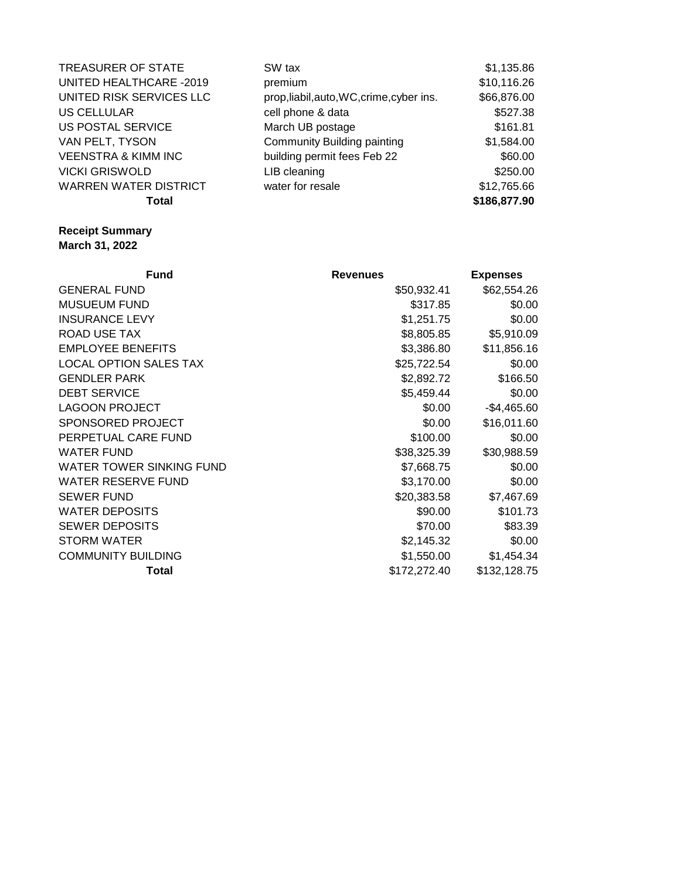| | | |
|---|---|---|
| TREASURER OF STATE | SW tax | $1,135.86 |
| UNITED HEALTHCARE -2019 | premium | $10,116.26 |
| UNITED RISK SERVICES LLC | prop,liabil,auto,WC,crime,cyber ins. | $66,876.00 |
| US CELLULAR | cell phone & data | $527.38 |
| US POSTAL SERVICE | March UB postage | $161.81 |
| VAN PELT, TYSON | Community Building painting | $1,584.00 |
| VEENSTRA & KIMM INC | building permit fees Feb 22 | $60.00 |
| VICKI GRISWOLD | LIB cleaning | $250.00 |
| WARREN WATER DISTRICT | water for resale | $12,765.66 |
| **Total** | | **$186,877.90** |

**Receipt Summary**
**March 31, 2022**

| Fund | Revenues | Expenses |
|---|---|---|
| GENERAL FUND | $50,932.41 | $62,554.26 |
| MUSUEUM FUND | $317.85 | $0.00 |
| INSURANCE LEVY | $1,251.75 | $0.00 |
| ROAD USE TAX | $8,805.85 | $5,910.09 |
| EMPLOYEE BENEFITS | $3,386.80 | $11,856.16 |
| LOCAL OPTION SALES TAX | $25,722.54 | $0.00 |
| GENDLER PARK | $2,892.72 | $166.50 |
| DEBT SERVICE | $5,459.44 | $0.00 |
| LAGOON PROJECT | $0.00 | -$4,465.60 |
| SPONSORED PROJECT | $0.00 | $16,011.60 |
| PERPETUAL CARE FUND | $100.00 | $0.00 |
| WATER FUND | $38,325.39 | $30,988.59 |
| WATER TOWER SINKING FUND | $7,668.75 | $0.00 |
| WATER RESERVE FUND | $3,170.00 | $0.00 |
| SEWER FUND | $20,383.58 | $7,467.69 |
| WATER DEPOSITS | $90.00 | $101.73 |
| SEWER DEPOSITS | $70.00 | $83.39 |
| STORM WATER | $2,145.32 | $0.00 |
| COMMUNITY BUILDING | $1,550.00 | $1,454.34 |
| **Total** | $172,272.40 | $132,128.75 |